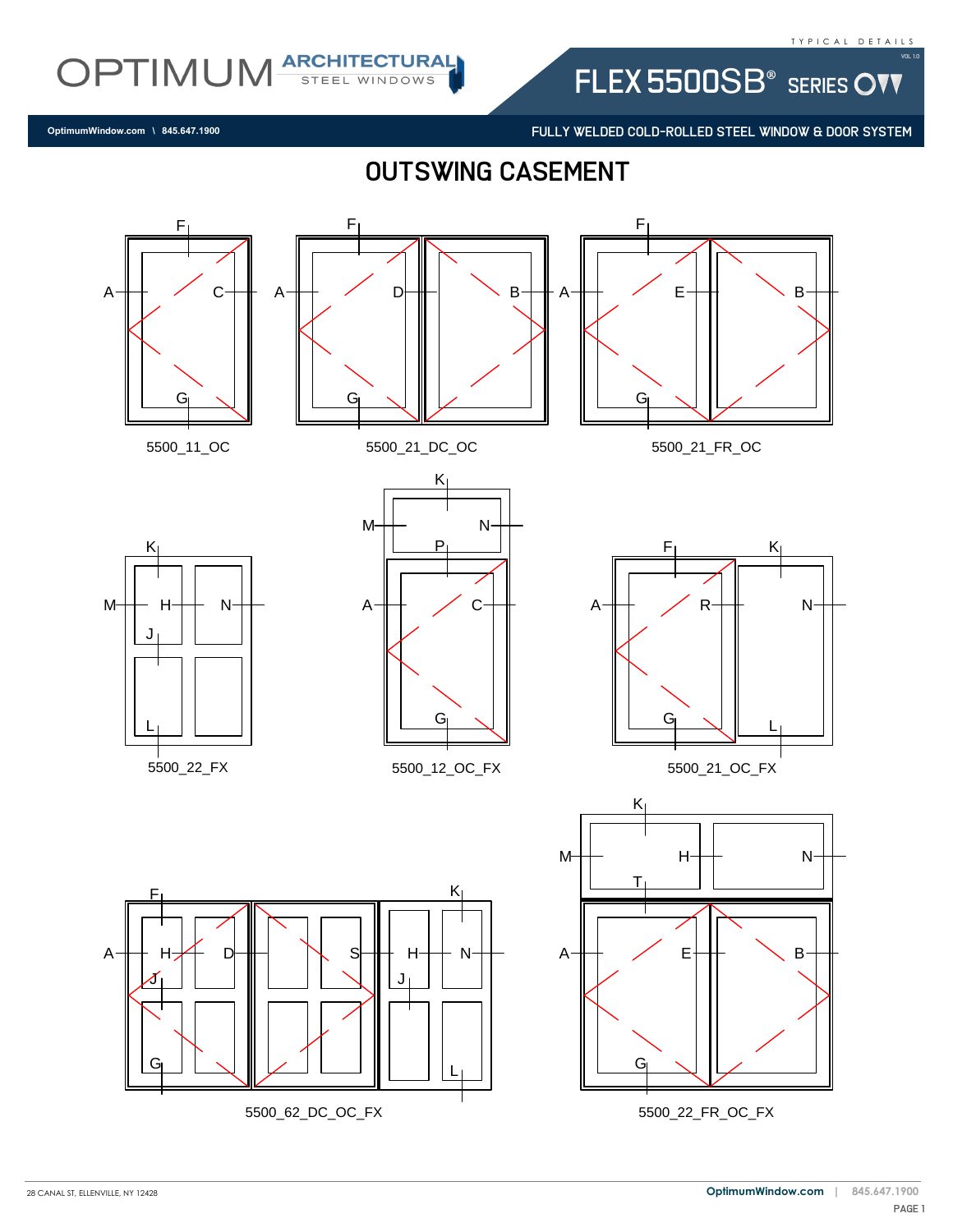OPTIMUM ARCHITECTURAL STEEL WINDOWS

TYPICAL DETAILS

FLEX 5500SB® SERIES

OptimumWindow.com \ 845.647.1900

FULLY WELDED COLD-ROLLED STEEL WINDOW & DOOR SYSTEM

# OUTSWING CASEMENT

5500_11_OC

5500_21_DC_OC

5500_21_FR_OC

5500_22_FX

5500_12_OC_FX

5500_21_OC_FX

5500_62_DC_OC_FX

5500_22_FR_OC_FX

28 CANAL ST, ELLENVILLE, NY 12428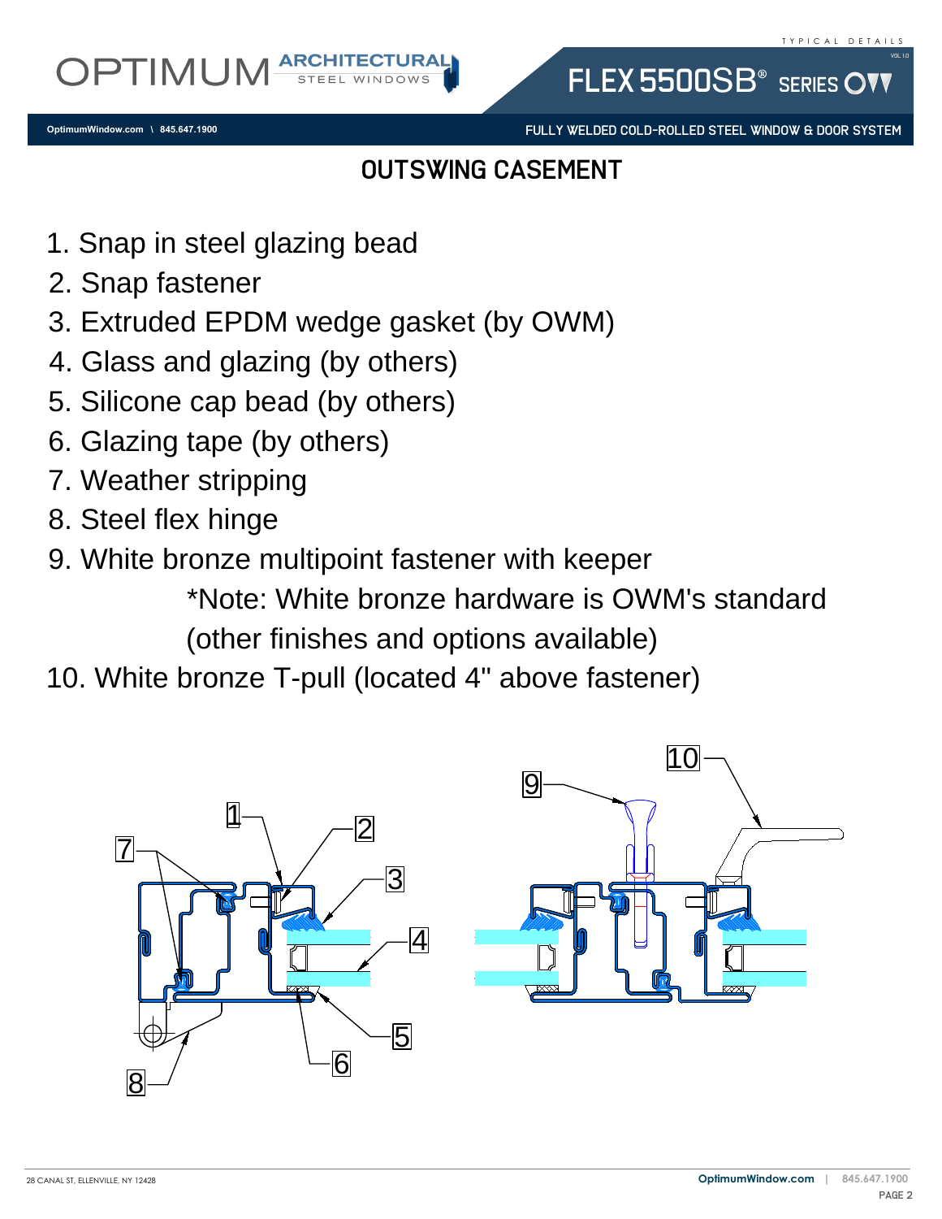# OUTSWING CASEMENT

1. Snap in steel glazing bead
2. Snap fastener
3. Extruded EPDM wedge gasket (by OWM)
4. Glass and glazing (by others)
5. Silicone cap bead (by others)
6. Glazing tape (by others)
7. Weather stripping
8. Steel flex hinge
9. White bronze multipoint fastener with keeper
   *Note: White bronze hardware is OWM's standard (other finishes and options available)
10. White bronze T-pull (located 4" above fastener)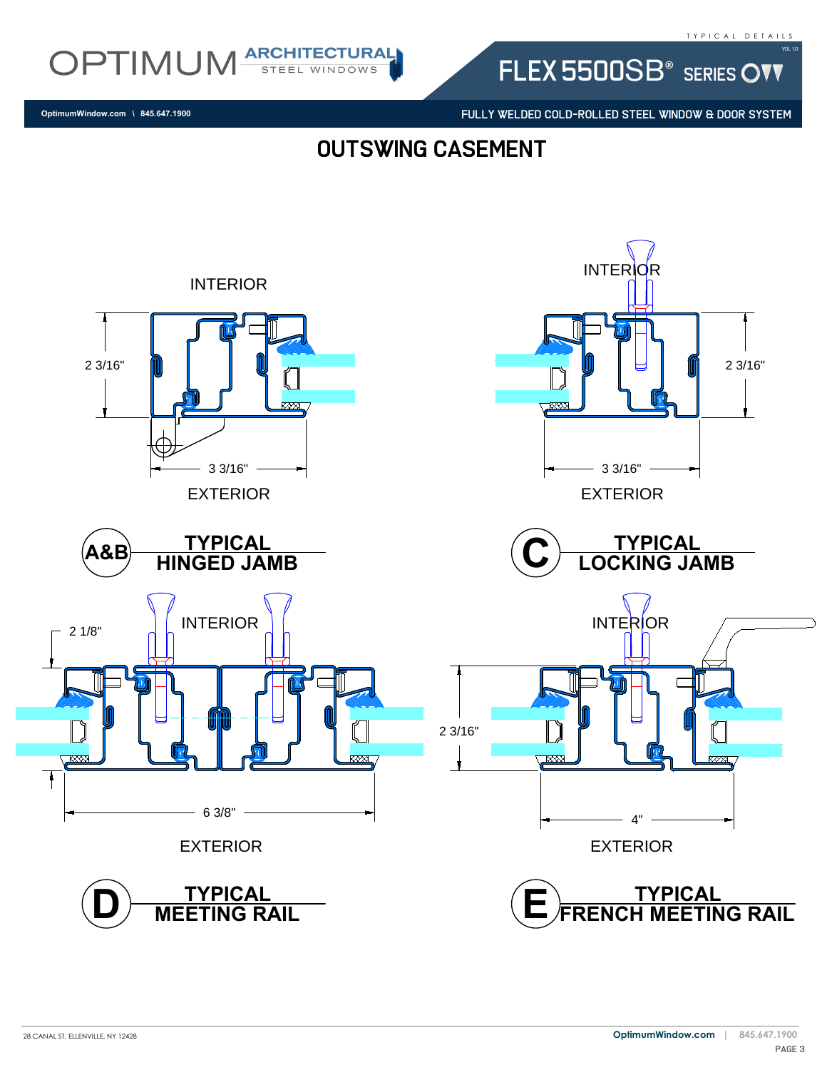# OUTSWING CASEMENT

INTERIOR

2 3/16"

3 3/16"

EXTERIOR

**A&B TYPICAL HINGED JAMB**

INTERIOR

2 3/16"

3 3/16"

EXTERIOR

**C TYPICAL LOCKING JAMB**

INTERIOR

2 1/8"

6 3/8"

EXTERIOR

**D TYPICAL MEETING RAIL**

INTERIOR

2 3/16"

4"

EXTERIOR

**E TYPICAL FRENCH MEETING RAIL**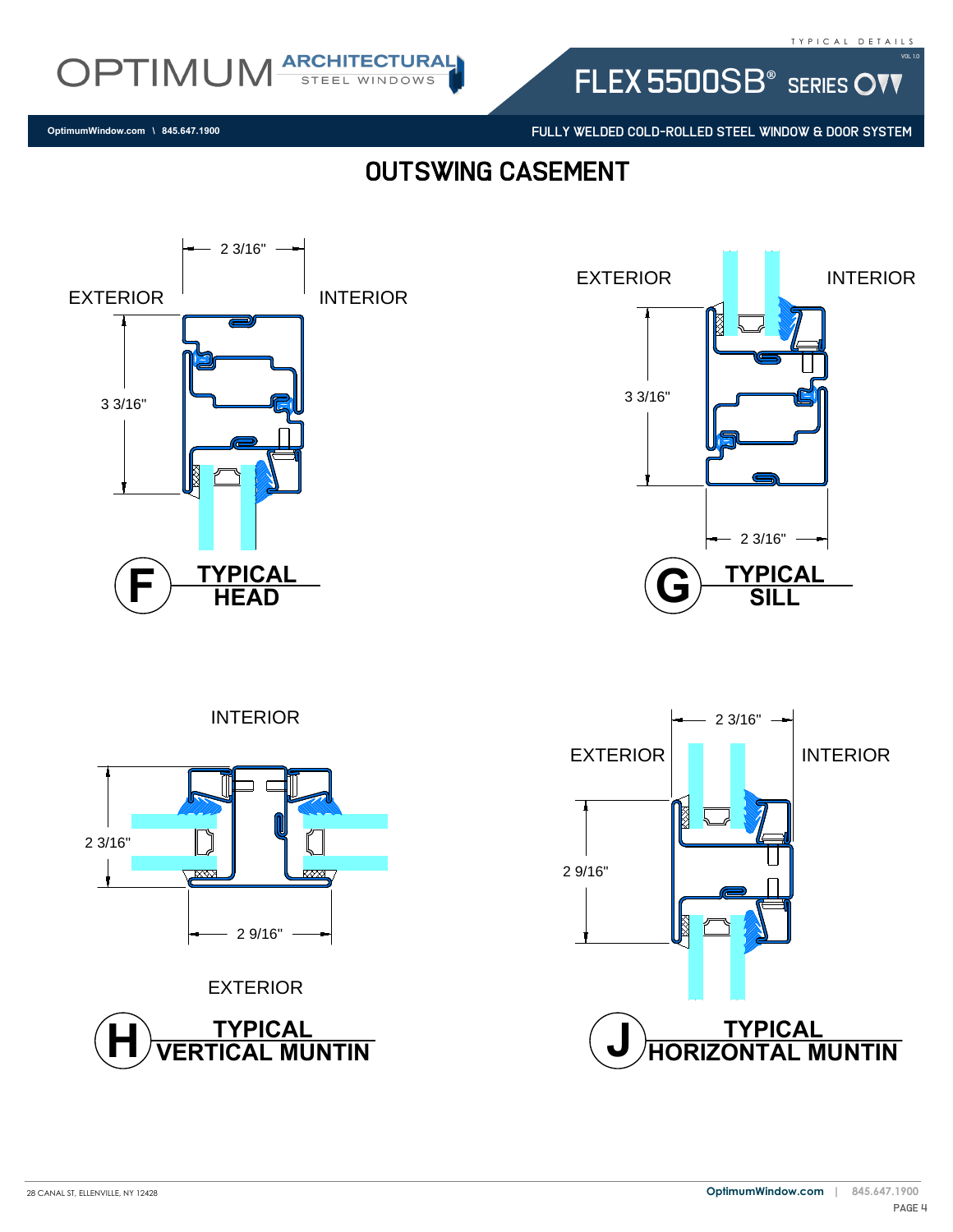# OUTSWING CASEMENT

EXTERIOR | INTERIOR

2 3/16"

3 3/16"

**F** TYPICAL HEAD

EXTERIOR | INTERIOR

3 3/16"

2 3/16"

**G** TYPICAL SILL

INTERIOR

2 3/16"

2 9/16"

EXTERIOR

**H** TYPICAL VERTICAL MUNTIN

2 3/16"

EXTERIOR | INTERIOR

2 9/16"

**J** TYPICAL HORIZONTAL MUNTIN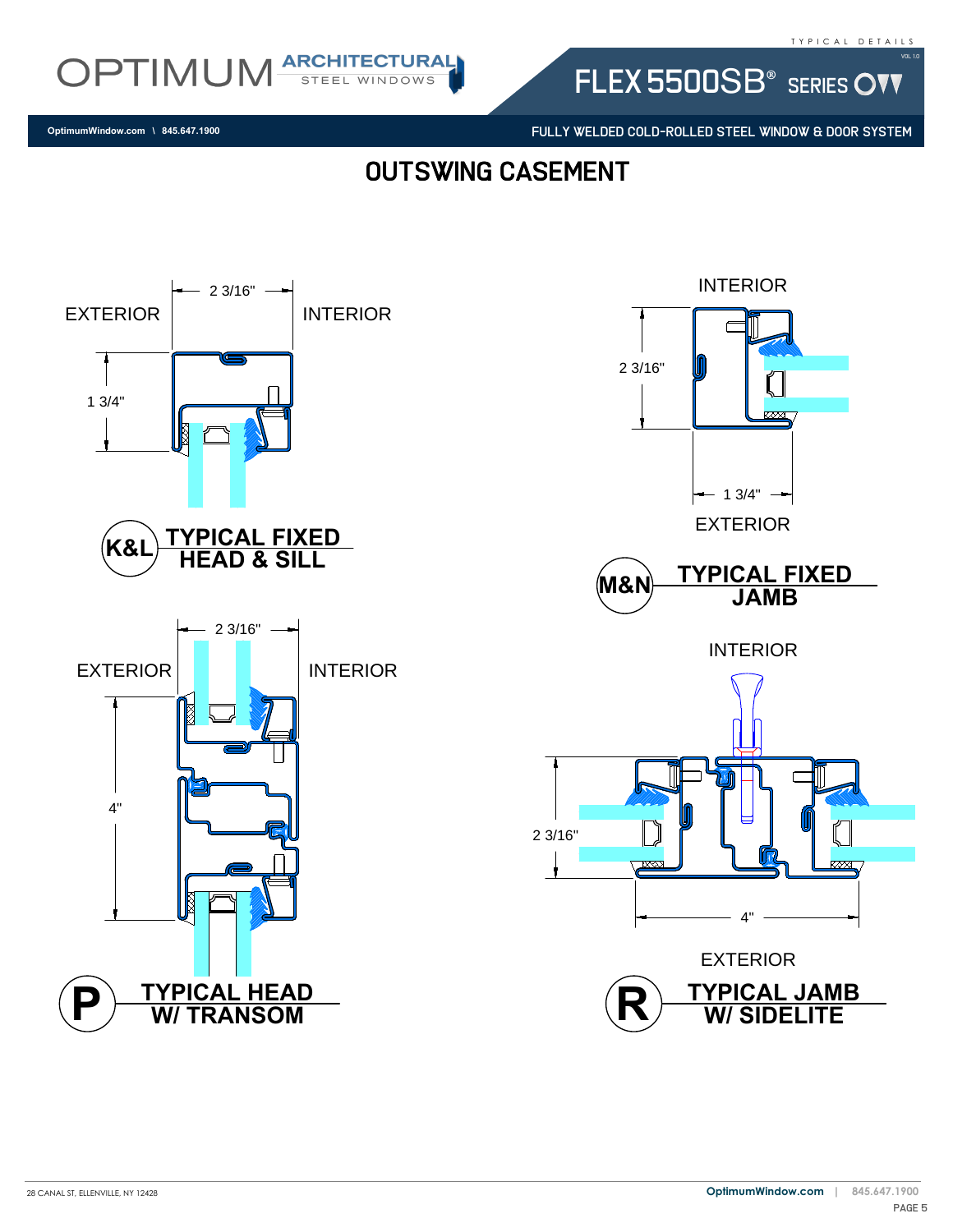# OUTSWING CASEMENT

EXTERIOR | 2 3/16" | INTERIOR

1 3/4"

**K&L** **TYPICAL FIXED HEAD & SILL**

INTERIOR

2 3/16"

1 3/4"

EXTERIOR

**M&N** **TYPICAL FIXED JAMB**

EXTERIOR | 2 3/16" | INTERIOR

4"

**P** **TYPICAL HEAD W/ TRANSOM**

INTERIOR

2 3/16"

4"

EXTERIOR

**R** **TYPICAL JAMB W/ SIDELITE**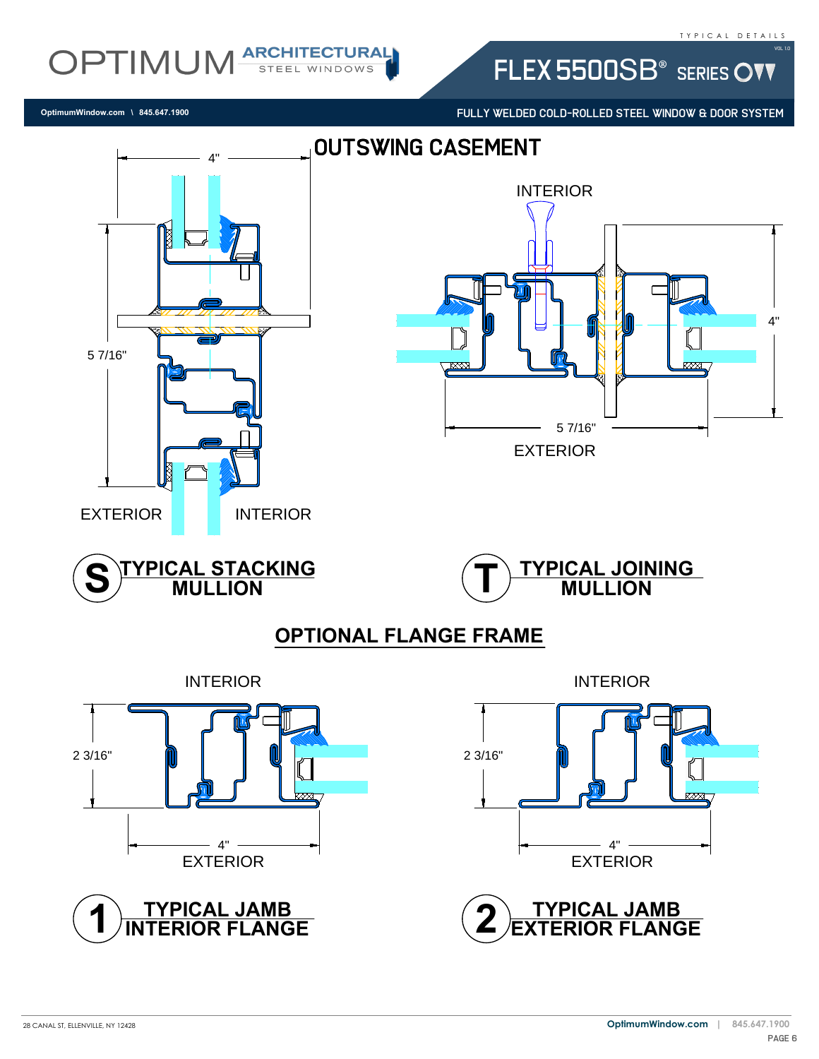OPTIMUM ARCHITECTURAL STEEL WINDOWS

TYPICAL DETAILS

FLEX 5500SB® SERIES

OptimumWindow.com \ 845.647.1900

FULLY WELDED COLD-ROLLED STEEL WINDOW & DOOR SYSTEM

## OUTSWING CASEMENT

4"

5 7/16"

EXTERIOR

INTERIOR

**S TYPICAL STACKING MULLION**

INTERIOR

4"

5 7/16"

EXTERIOR

**T TYPICAL JOINING MULLION**

## OPTIONAL FLANGE FRAME

INTERIOR

2 3/16"

4"

EXTERIOR

**1 TYPICAL JAMB INTERIOR FLANGE**

INTERIOR

2 3/16"

4"

EXTERIOR

**2 TYPICAL JAMB EXTERIOR FLANGE**

28 CANAL ST, ELLENVILLE, NY 12428

OptimumWindow.com | 845.647.1900